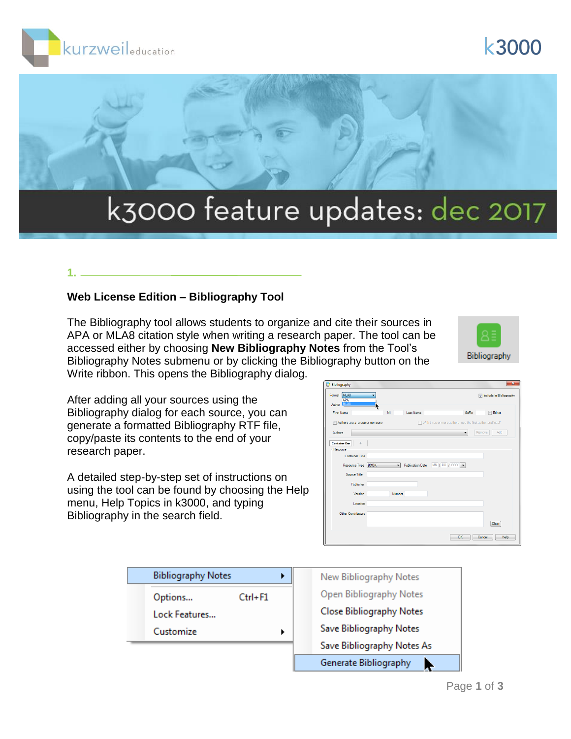# k3000 feature updates: dec 2017

## 1.

### Web License Edition – Bibliography Tool

The Bibliography tool allows students to organize and cite their sources in APA or MLA8 citation style when writing a research paper. The tool can be accessed either by choosing **New Bibliography Notes** from the Tool's Bibliography Notes submenu or by clicking the Bibliography button on the Write ribbon. This opens the Bibliography dialog.

After adding all your sources using the Bibliography dialog for each source, you can generate a formatted Bibliography RTF file, copy/paste its contents to the end of your research paper.

A detailed step-by-step set of instructions on using the tool can be found by choosing the Help menu, Help Topics in k3000, and typing Bibliography in the search field.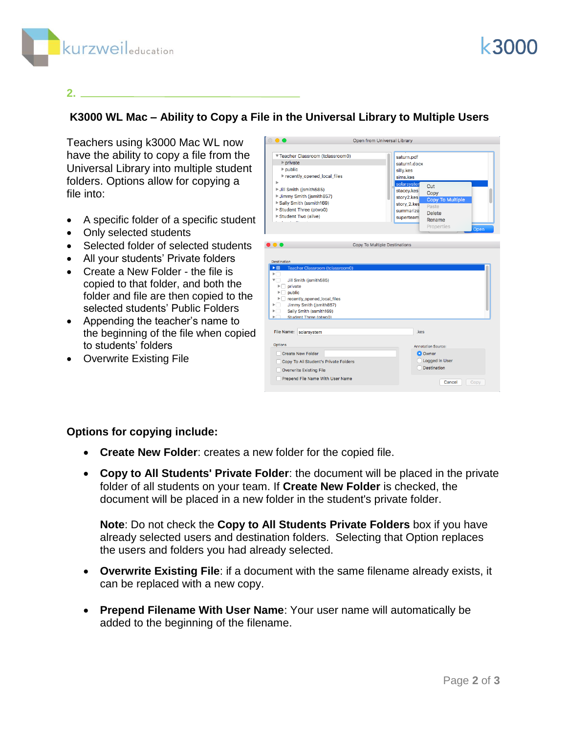2. 

## K3000 WL Mac – Ability to Copy a File in the Universal Library to Multiple Users

Teachers using k3000 Mac WL now have the ability to copy a file from the Universal Library into multiple student folders. Options allow for copying a file into:

- A specific folder of a specific student
- Only selected students
- Selected folder of selected students
- All your students' Private folders
- Create a New Folder - the file is copied to that folder, and both the folder and file are then copied to the selected students' Public Folders
- Appending the teacher's name to the beginning of the file when copied to students' folders
- Overwrite Existing File

**Options for copying include:**

- **Create New Folder**: creates a new folder for the copied file.
- **Copy to All Students' Private Folder**: the document will be placed in the private folder of all students on your team. If **Create New Folder** is checked, the document will be placed in a new folder in the student's private folder.

  **Note**: Do not check the **Copy to All Students Private Folders** box if you have already selected users and destination folders. Selecting that Option replaces the users and folders you had already selected.

- **Overwrite Existing File**: if a document with the same filename already exists, it can be replaced with a new copy.
- **Prepend Filename With User Name**: Your user name will automatically be added to the beginning of the filename.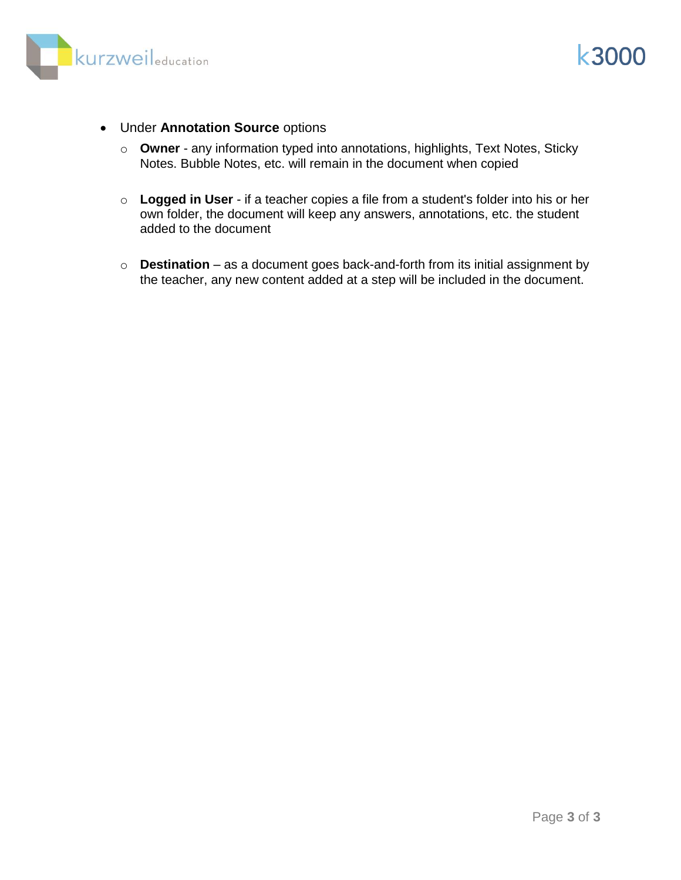- Under **Annotation Source** options
  - **Owner** - any information typed into annotations, highlights, Text Notes, Sticky Notes. Bubble Notes, etc. will remain in the document when copied
  - **Logged in User** - if a teacher copies a file from a student's folder into his or her own folder, the document will keep any answers, annotations, etc. the student added to the document
  - **Destination** – as a document goes back-and-forth from its initial assignment by the teacher, any new content added at a step will be included in the document.